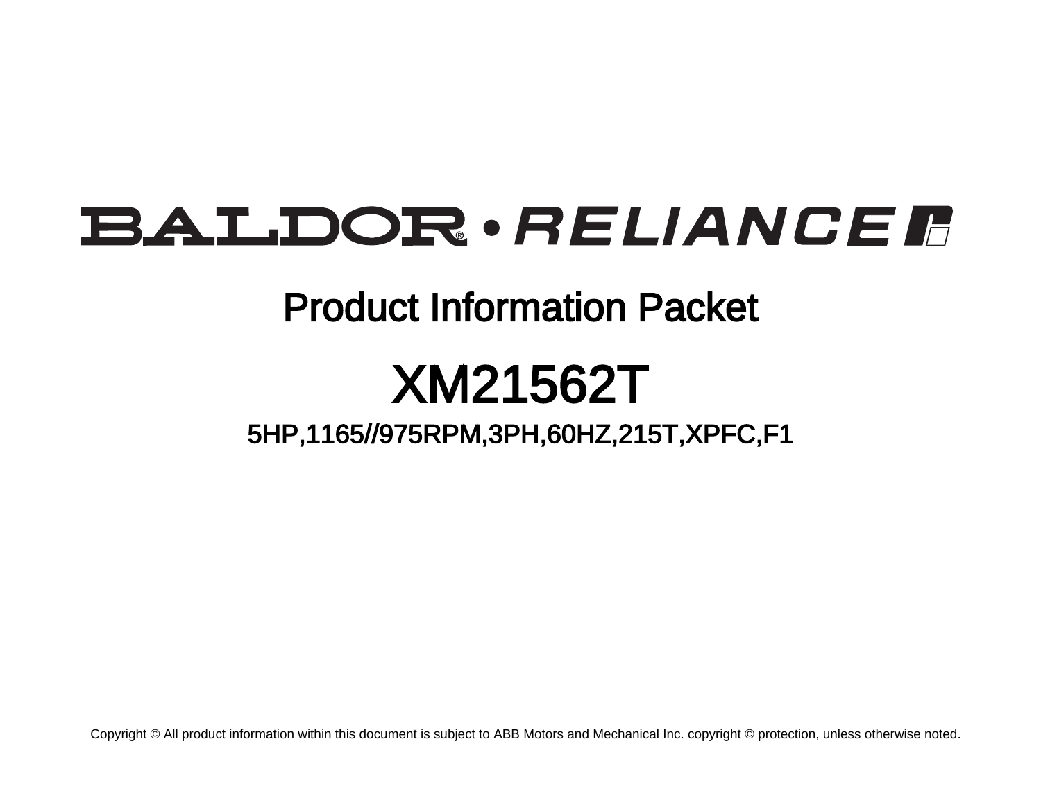BALDOR® • RELIANCE

# Product Information Packet

# XM21562T

## 5HP,1165//975RPM,3PH,60HZ,215T,XPFC,F1

Copyright © All product information within this document is subject to ABB Motors and Mechanical Inc. copyright © protection, unless otherwise noted.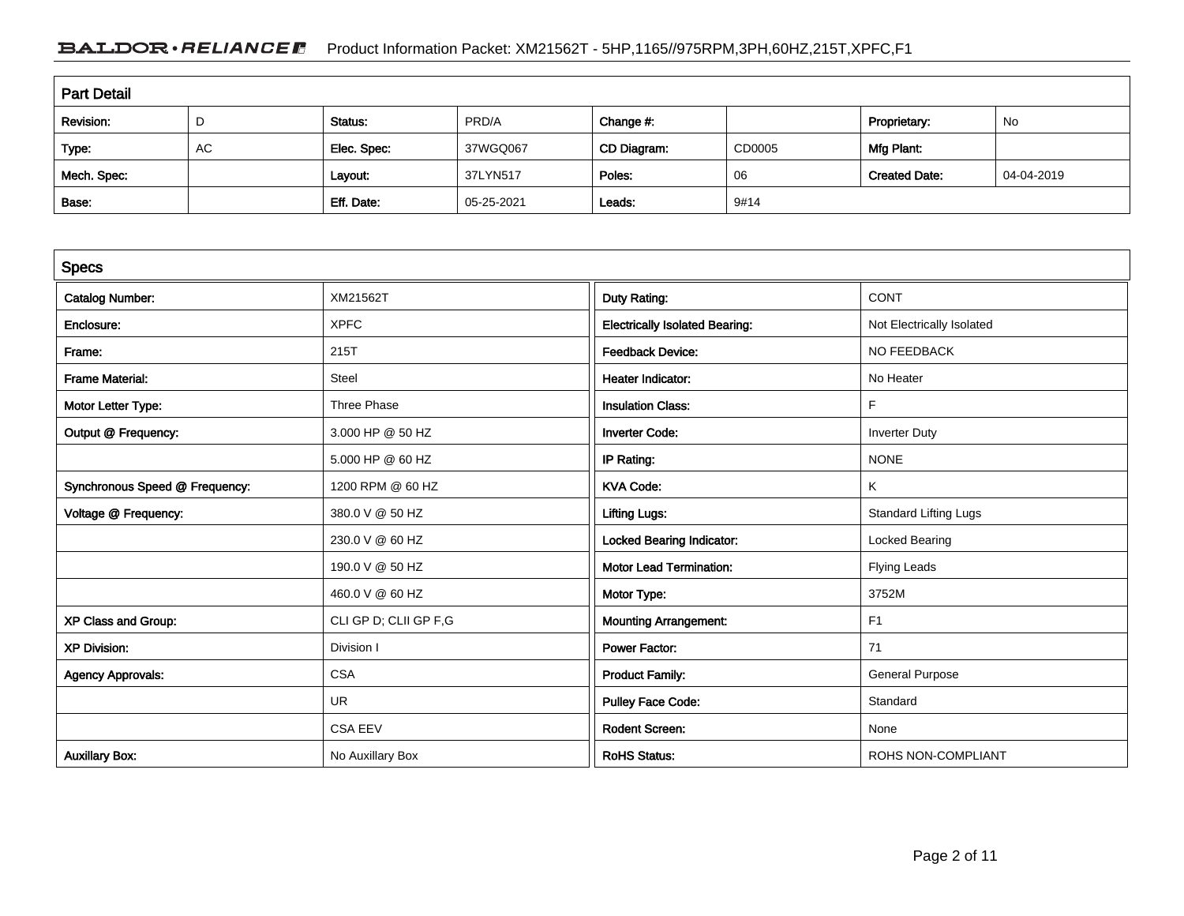## Part Detail

| Revision: | D | Status: | PRD/A | Change #: | | Proprietary: | No |
|---|---|---|---|---|---|---|---|
| Type: | AC | Elec. Spec: | 37WGQ067 | CD Diagram: | CD0005 | Mfg Plant: | |
| Mech. Spec: | | Layout: | 37LYN517 | Poles: | 06 | Created Date: | 04-04-2019 |
| Base: | | Eff. Date: | 05-25-2021 | Leads: | 9#14 | | |

## Specs

| | | | |
|---|---|---|---|
| Catalog Number: | XM21562T | Duty Rating: | CONT |
| Enclosure: | XPFC | Electrically Isolated Bearing: | Not Electrically Isolated |
| Frame: | 215T | Feedback Device: | NO FEEDBACK |
| Frame Material: | Steel | Heater Indicator: | No Heater |
| Motor Letter Type: | Three Phase | Insulation Class: | F |
| Output @ Frequency: | 3.000 HP @ 50 HZ | Inverter Code: | Inverter Duty |
| | 5.000 HP @ 60 HZ | IP Rating: | NONE |
| Synchronous Speed @ Frequency: | 1200 RPM @ 60 HZ | KVA Code: | K |
| Voltage @ Frequency: | 380.0 V @ 50 HZ | Lifting Lugs: | Standard Lifting Lugs |
| | 230.0 V @ 60 HZ | Locked Bearing Indicator: | Locked Bearing |
| | 190.0 V @ 50 HZ | Motor Lead Termination: | Flying Leads |
| | 460.0 V @ 60 HZ | Motor Type: | 3752M |
| XP Class and Group: | CLI GP D; CLII GP F,G | Mounting Arrangement: | F1 |
| XP Division: | Division I | Power Factor: | 71 |
| Agency Approvals: | CSA | Product Family: | General Purpose |
| | UR | Pulley Face Code: | Standard |
| | CSA EEV | Rodent Screen: | None |
| Auxillary Box: | No Auxillary Box | RoHS Status: | ROHS NON-COMPLIANT |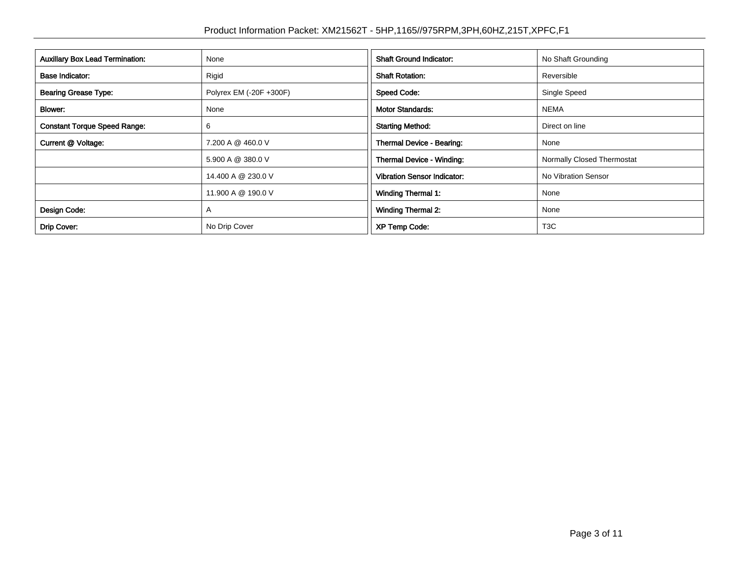| Auxillary Box Lead Termination: | None |
| --- | --- |
| Base Indicator: | Rigid |
| Bearing Grease Type: | Polyrex EM (-20F +300F) |
| Blower: | None |
| Constant Torque Speed Range: | 6 |
| Current @ Voltage: | 7.200 A @ 460.0 V |
| | 5.900 A @ 380.0 V |
| | 14.400 A @ 230.0 V |
| | 11.900 A @ 190.0 V |
| Design Code: | A |
| Drip Cover: | No Drip Cover |

| Shaft Ground Indicator: | No Shaft Grounding |
| --- | --- |
| Shaft Rotation: | Reversible |
| Speed Code: | Single Speed |
| Motor Standards: | NEMA |
| Starting Method: | Direct on line |
| Thermal Device - Bearing: | None |
| Thermal Device - Winding: | Normally Closed Thermostat |
| Vibration Sensor Indicator: | No Vibration Sensor |
| Winding Thermal 1: | None |
| Winding Thermal 2: | None |
| XP Temp Code: | T3C |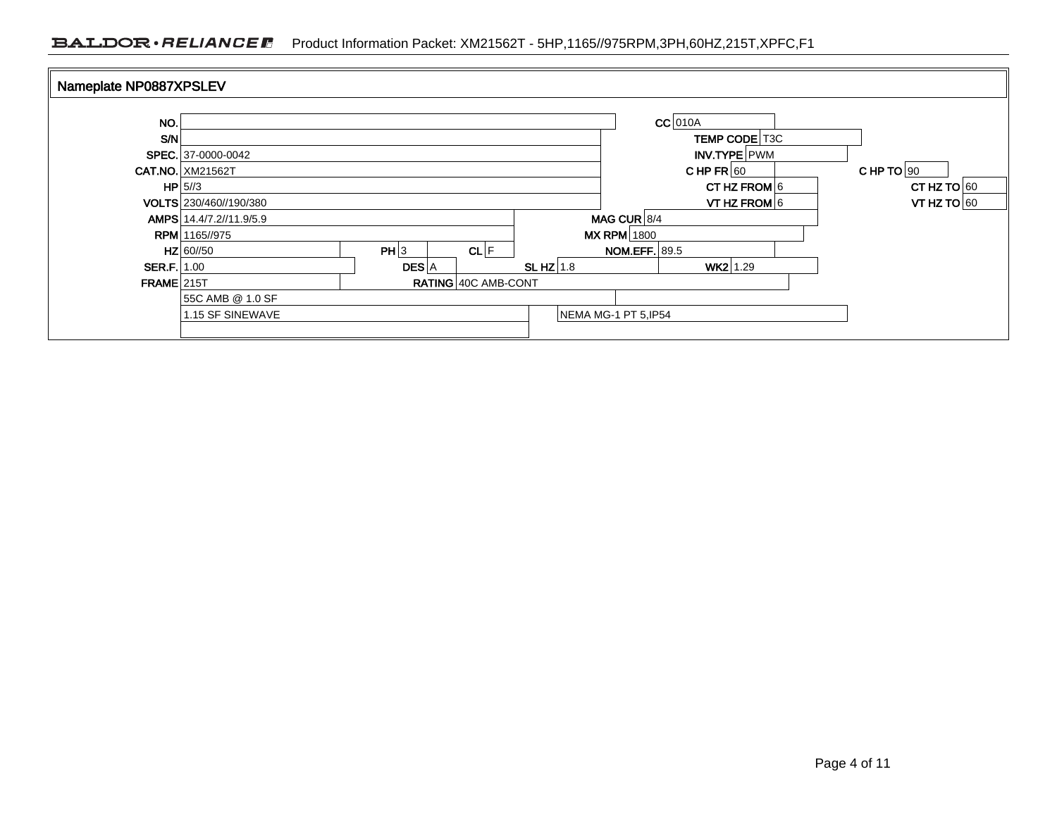## Nameplate NP0887XPSLEV

| Field | Value | Field | Value | Field | Value |
|---|---|---|---|---|---|
| NO. | | CC | 010A | | |
| S/N | | TEMP CODE | T3C | | |
| SPEC. | 37-0000-0042 | INV.TYPE | PWM | | |
| CAT.NO. | XM21562T | C HP FR | 60 | C HP TO | 90 |
| HP | 5//3 | CT HZ FROM | 6 | CT HZ TO | 60 |
| VOLTS | 230/460//190/380 | VT HZ FROM | 6 | VT HZ TO | 60 |
| AMPS | 14.4/7.2//11.9/5.9 | MAG CUR | 8/4 | | |
| RPM | 1165//975 | MX RPM | 1800 | | |
| HZ | 60//50 | PH | 3 | CL | F |
| NOM.EFF. | 89.5 | | | | |
| SER.F. | 1.00 | DES | A | SL HZ | 1.8 |
| WK2 | 1.29 | | | | |
| FRAME | 215T | RATING | 40C AMB-CONT | | |
| | 55C AMB @ 1.0 SF | | | | |
| | 1.15 SF SINEWAVE | | NEMA MG-1 PT 5,IP54 | | |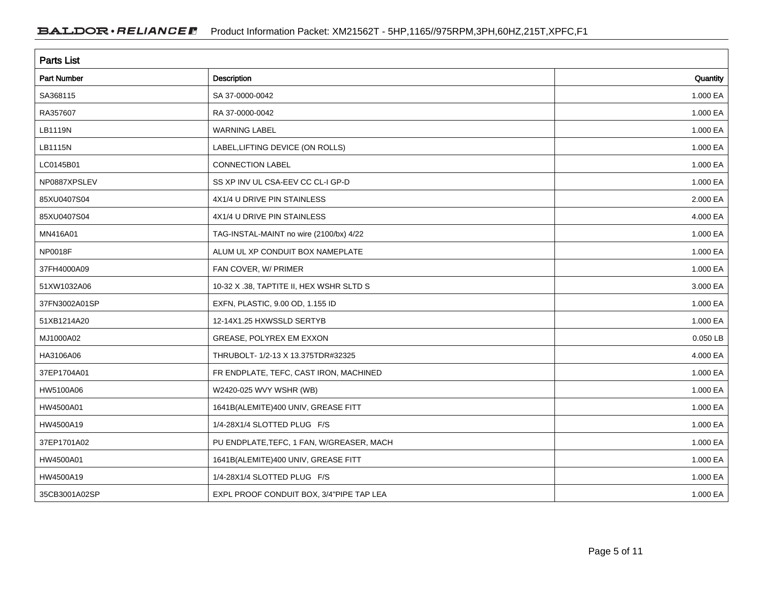## Parts List

| Part Number | Description | Quantity |
|---|---|---|
| SA368115 | SA 37-0000-0042 | 1.000 EA |
| RA357607 | RA 37-0000-0042 | 1.000 EA |
| LB1119N | WARNING LABEL | 1.000 EA |
| LB1115N | LABEL,LIFTING DEVICE (ON ROLLS) | 1.000 EA |
| LC0145B01 | CONNECTION LABEL | 1.000 EA |
| NP0887XPSLEV | SS XP INV UL CSA-EEV CC CL-I GP-D | 1.000 EA |
| 85XU0407S04 | 4X1/4 U DRIVE PIN STAINLESS | 2.000 EA |
| 85XU0407S04 | 4X1/4 U DRIVE PIN STAINLESS | 4.000 EA |
| MN416A01 | TAG-INSTAL-MAINT no wire (2100/bx) 4/22 | 1.000 EA |
| NP0018F | ALUM UL XP CONDUIT BOX NAMEPLATE | 1.000 EA |
| 37FH4000A09 | FAN COVER, W/ PRIMER | 1.000 EA |
| 51XW1032A06 | 10-32 X .38, TAPTITE II, HEX WSHR SLTD S | 3.000 EA |
| 37FN3002A01SP | EXFN, PLASTIC, 9.00 OD, 1.155 ID | 1.000 EA |
| 51XB1214A20 | 12-14X1.25 HXWSSLD SERTYB | 1.000 EA |
| MJ1000A02 | GREASE, POLYREX EM EXXON | 0.050 LB |
| HA3106A06 | THRUBOLT- 1/2-13 X 13.375TDR#32325 | 4.000 EA |
| 37EP1704A01 | FR ENDPLATE, TEFC, CAST IRON, MACHINED | 1.000 EA |
| HW5100A06 | W2420-025 WVY WSHR (WB) | 1.000 EA |
| HW4500A01 | 1641B(ALEMITE)400 UNIV, GREASE FITT | 1.000 EA |
| HW4500A19 | 1/4-28X1/4 SLOTTED PLUG F/S | 1.000 EA |
| 37EP1701A02 | PU ENDPLATE,TEFC, 1 FAN, W/GREASER, MACH | 1.000 EA |
| HW4500A01 | 1641B(ALEMITE)400 UNIV, GREASE FITT | 1.000 EA |
| HW4500A19 | 1/4-28X1/4 SLOTTED PLUG F/S | 1.000 EA |
| 35CB3001A02SP | EXPL PROOF CONDUIT BOX, 3/4"PIPE TAP LEA | 1.000 EA |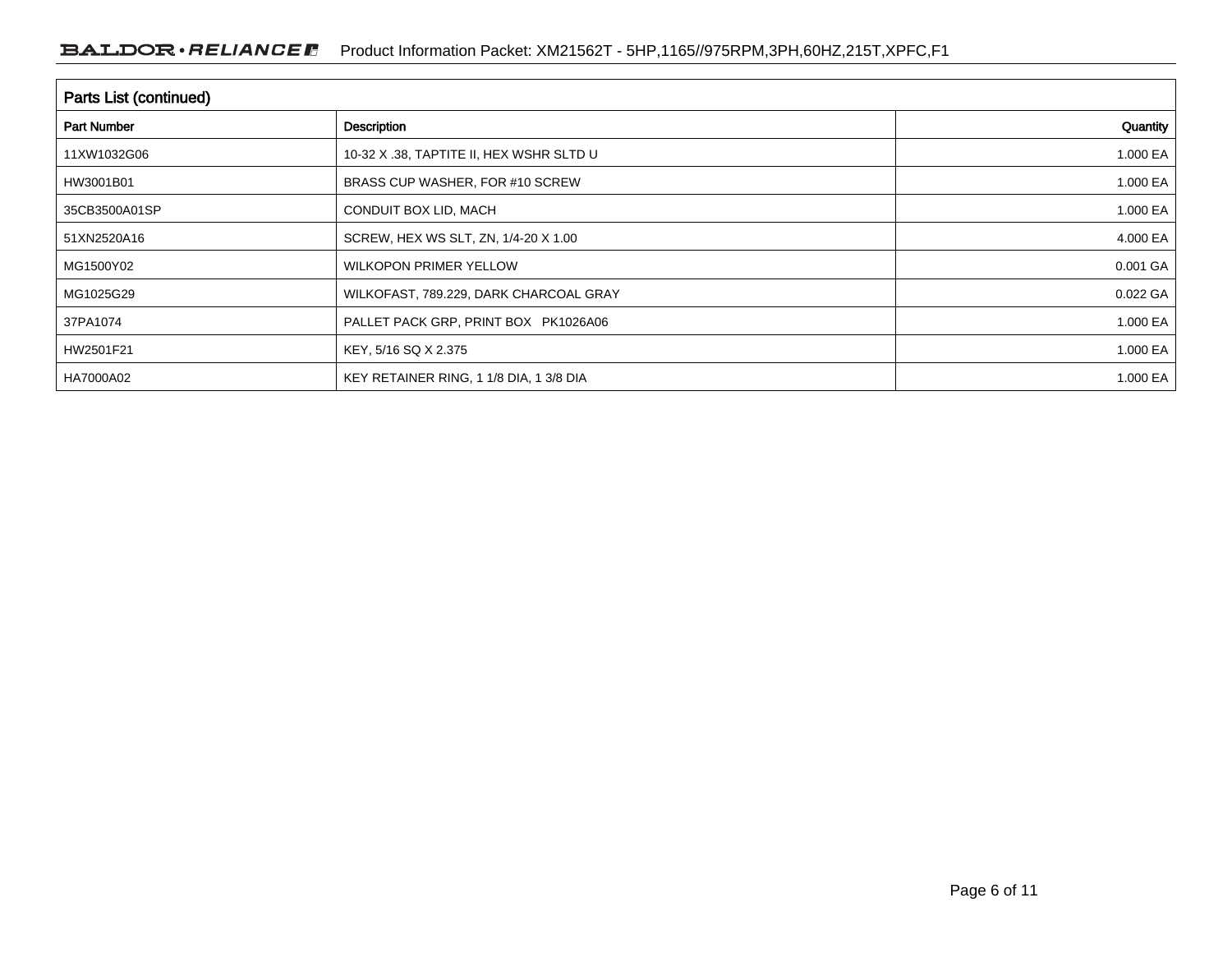## Parts List (continued)

| Part Number | Description | Quantity |
|---|---|---|
| 11XW1032G06 | 10-32 X .38, TAPTITE II, HEX WSHR SLTD U | 1.000 EA |
| HW3001B01 | BRASS CUP WASHER, FOR #10 SCREW | 1.000 EA |
| 35CB3500A01SP | CONDUIT BOX LID, MACH | 1.000 EA |
| 51XN2520A16 | SCREW, HEX WS SLT, ZN, 1/4-20 X 1.00 | 4.000 EA |
| MG1500Y02 | WILKOPON PRIMER YELLOW | 0.001 GA |
| MG1025G29 | WILKOFAST, 789.229, DARK CHARCOAL GRAY | 0.022 GA |
| 37PA1074 | PALLET PACK GRP, PRINT BOX PK1026A06 | 1.000 EA |
| HW2501F21 | KEY, 5/16 SQ X 2.375 | 1.000 EA |
| HA7000A02 | KEY RETAINER RING, 1 1/8 DIA, 1 3/8 DIA | 1.000 EA |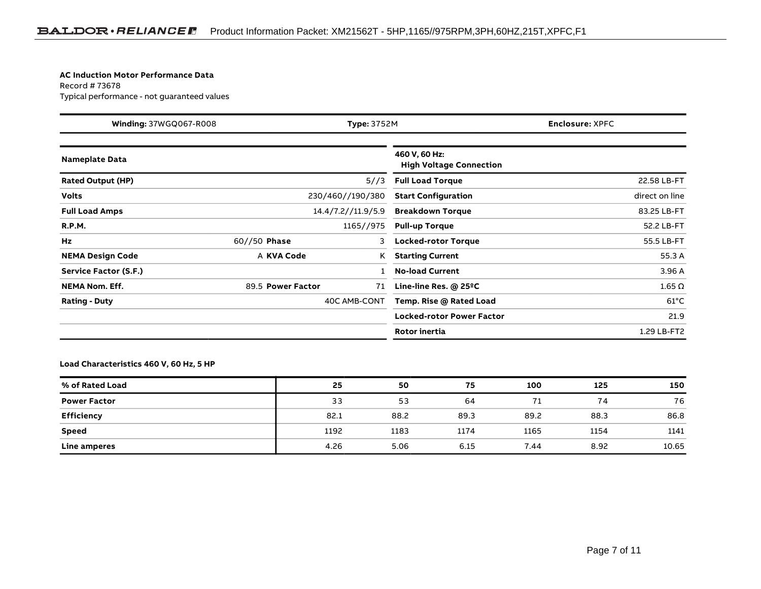**AC Induction Motor Performance Data**
Record # 73678
Typical performance - not guaranteed values

| **Winding:** 37WGQ067-R008 | **Type:** 3752M | **Enclosure:** XPFC |
|---|---|---|

| **Nameplate Data** | | | |
|---|---|---|---|
| **Rated Output (HP)** | | | 5//3 |
| **Volts** | | | 230/460//190/380 |
| **Full Load Amps** | | | 14.4/7.2//11.9/5.9 |
| **R.P.M.** | | | 1165//975 |
| **Hz** | 60//50 | **Phase** | 3 |
| **NEMA Design Code** | A | **KVA Code** | K |
| **Service Factor (S.F.)** | | | 1 |
| **NEMA Nom. Eff.** | 89.5 | **Power Factor** | 71 |
| **Rating - Duty** | | | 40C AMB-CONT |

| **460 V, 60 Hz: High Voltage Connection** | |
|---|---|
| **Full Load Torque** | 22.58 LB-FT |
| **Start Configuration** | direct on line |
| **Breakdown Torque** | 83.25 LB-FT |
| **Pull-up Torque** | 52.2 LB-FT |
| **Locked-rotor Torque** | 55.5 LB-FT |
| **Starting Current** | 55.3 A |
| **No-load Current** | 3.96 A |
| **Line-line Res. @ 25ºC** | 1.65 Ω |
| **Temp. Rise @ Rated Load** | 61°C |
| **Locked-rotor Power Factor** | 21.9 |
| **Rotor inertia** | 1.29 LB-FT2 |

**Load Characteristics 460 V, 60 Hz, 5 HP**

| **% of Rated Load** | **25** | **50** | **75** | **100** | **125** | **150** |
|---|---|---|---|---|---|---|
| **Power Factor** | 33 | 53 | 64 | 71 | 74 | 76 |
| **Efficiency** | 82.1 | 88.2 | 89.3 | 89.2 | 88.3 | 86.8 |
| **Speed** | 1192 | 1183 | 1174 | 1165 | 1154 | 1141 |
| **Line amperes** | 4.26 | 5.06 | 6.15 | 7.44 | 8.92 | 10.65 |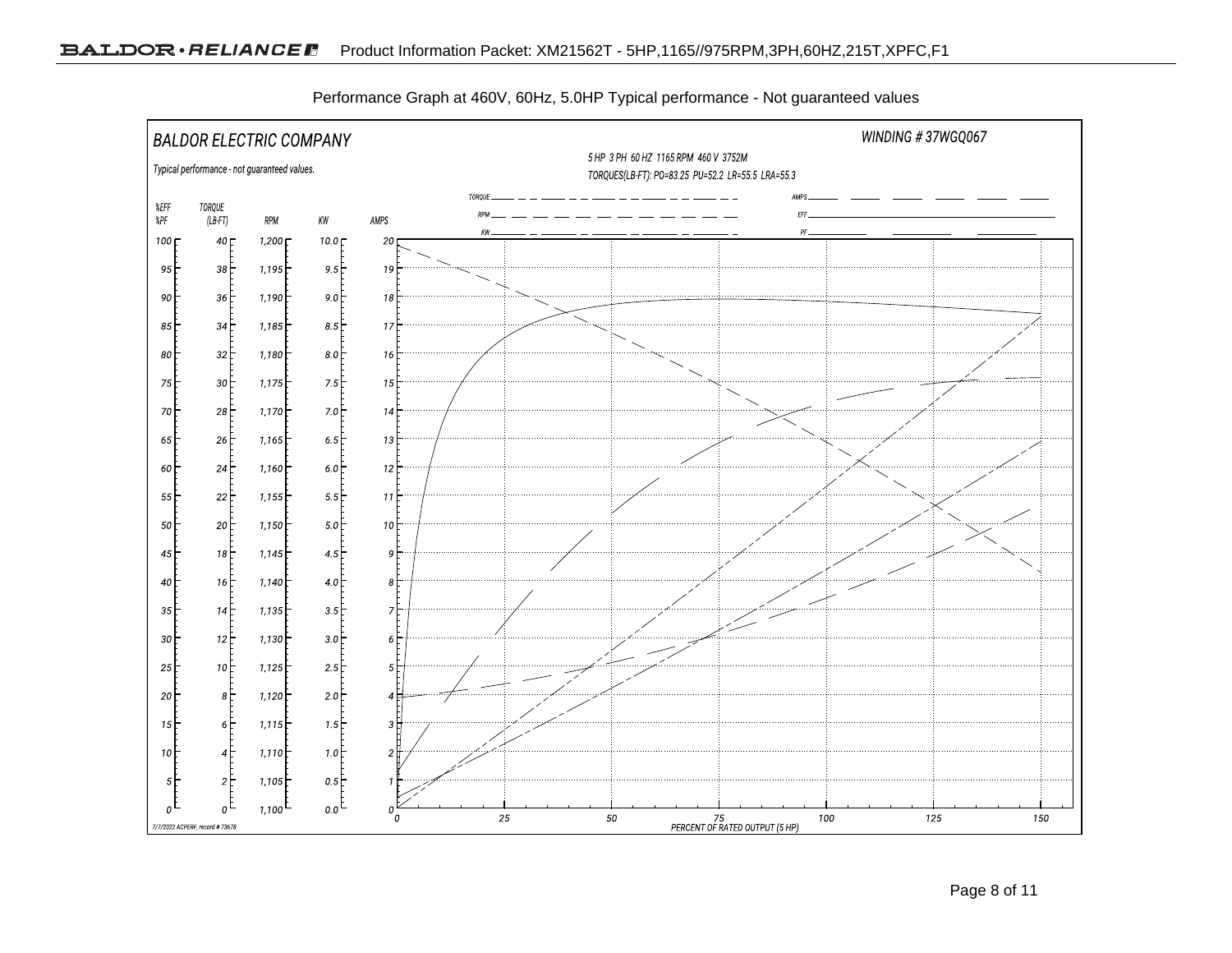Performance Graph at 460V, 60Hz, 5.0HP Typical performance - Not guaranteed values

BALDOR ELECTRIC COMPANY

WINDING # 37WGQ067

5 HP 3 PH 60 HZ 1165 RPM 460 V 3752M

TORQUES(LB-FT): PO=83.25 PU=52.2 LR=55.5 LRA=55.3

Typical performance - not guaranteed values.

TORQUE, RPM, KW, AMPS, EFF, PF

| %EFF %PF | TORQUE (LB-FT) | RPM | KW | AMPS |
|---|---|---|---|---|
| 100 | 40 | 1,200 | 10.0 | 20 |
| 95 | 38 | 1,195 | 9.5 | 19 |
| 90 | 36 | 1,190 | 9.0 | 18 |
| 85 | 34 | 1,185 | 8.5 | 17 |
| 80 | 32 | 1,180 | 8.0 | 16 |
| 75 | 30 | 1,175 | 7.5 | 15 |
| 70 | 28 | 1,170 | 7.0 | 14 |
| 65 | 26 | 1,165 | 6.5 | 13 |
| 60 | 24 | 1,160 | 6.0 | 12 |
| 55 | 22 | 1,155 | 5.5 | 11 |
| 50 | 20 | 1,150 | 5.0 | 10 |
| 45 | 18 | 1,145 | 4.5 | 9 |
| 40 | 16 | 1,140 | 4.0 | 8 |
| 35 | 14 | 1,135 | 3.5 | 7 |
| 30 | 12 | 1,130 | 3.0 | 6 |
| 25 | 10 | 1,125 | 2.5 | 5 |
| 20 | 8 | 1,120 | 2.0 | 4 |
| 15 | 6 | 1,115 | 1.5 | 3 |
| 10 | 4 | 1,110 | 1.0 | 2 |
| 5 | 2 | 1,105 | 0.5 | 1 |
| 0 | 0 | 1,100 | 0.0 | 0 |

0 25 50 75 100 125 150

PERCENT OF RATED OUTPUT (5 HP)

7/7/2022 ACPERF, record # 73678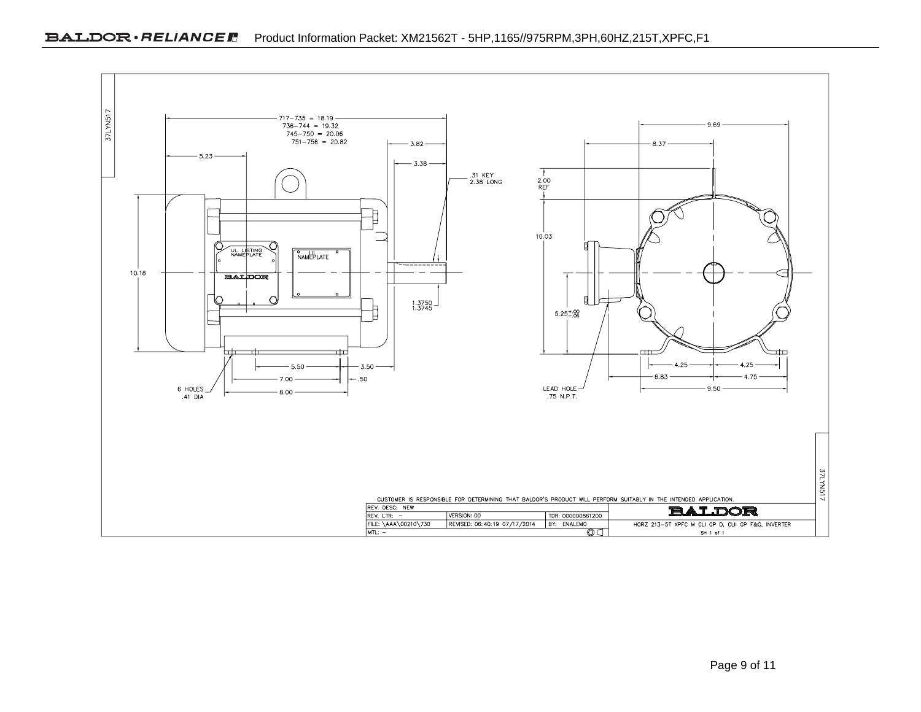37LYN517

717–735 = 18.19
736–744 = 19.32
745–750 = 20.06
751–756 = 20.82

5.23

3.82

3.38

.31 KEY
2.38 LONG

UL LISTING NAMEPLATE

UL NAMEPLATE

BALDOR

10.18

1.3750
1.3745

5.50

3.50

7.00

.50

6 HOLES
.41 DIA

8.00

9.69

8.37

2.00
REF

10.03

$5.25^{+.00}_{-.06}$

4.25

4.25

6.83

4.75

LEAD HOLE
.75 N.P.T.

9.50

37LYN517

CUSTOMER IS RESPONSIBLE FOR DETERMINING THAT BALDOR'S PRODUCT WILL PERFORM SUITABLY IN THE INTENDED APPLICATION.

| REV. DESC: NEW | | | BALDOR |
|---|---|---|---|
| REV. LTR: – | VERSION: 00 | TDR: 000000861200 | |
| FILE: \AAA\00210\730 | REVISED: 06:40:19 07/17/2014 | BY: ENALEMO | HORZ 213–5T XPFC M CLI GP D, CLII GP F&G, INVERTER |
| MTL: – | | | SH 1 of 1 |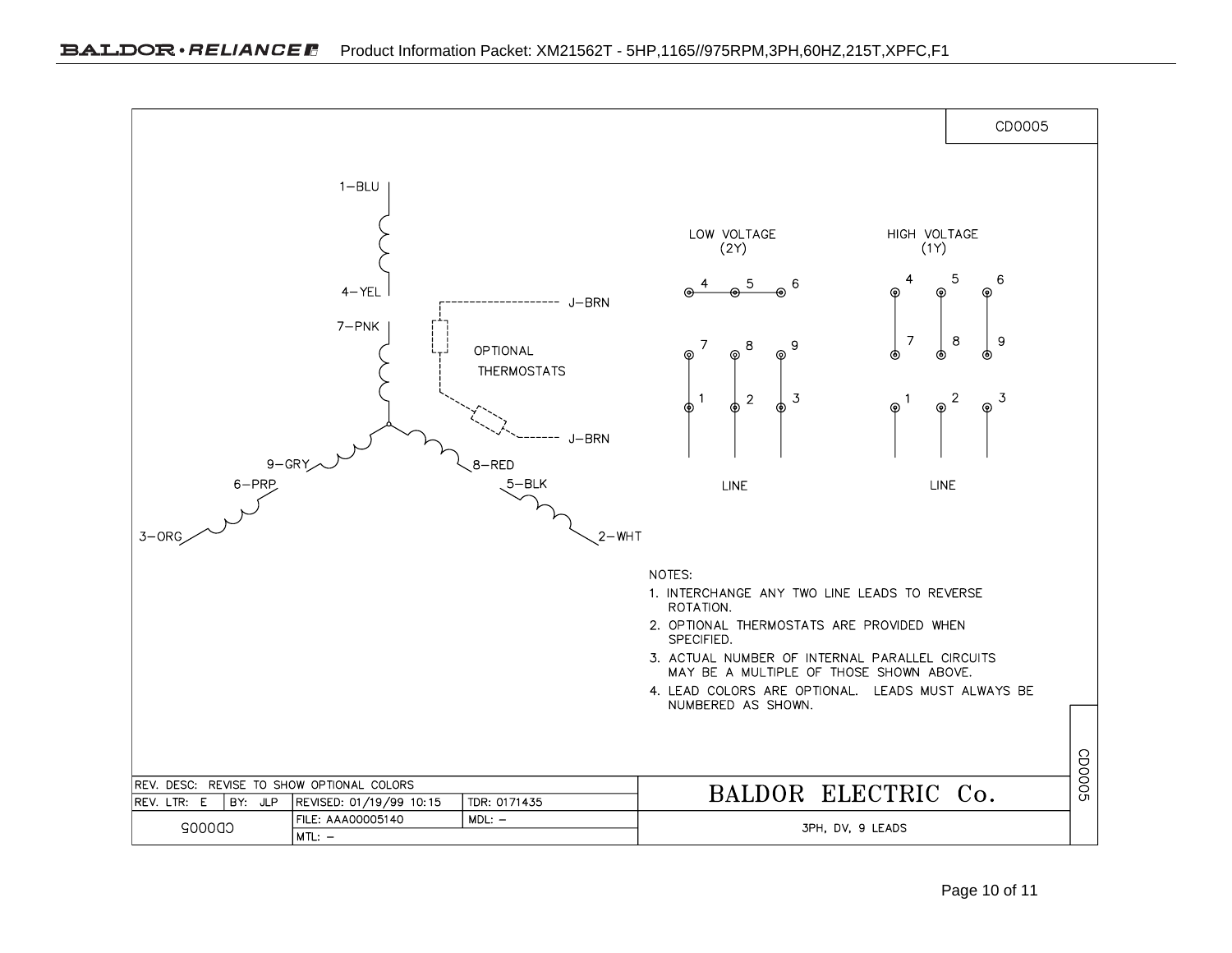CD0005

1-BLU

4-YEL

7-PNK

9-GRY

6-PRP

3-ORG

8-RED

5-BLK

2-WHT

J-BRN

OPTIONAL THERMOSTATS

J-BRN

LOW VOLTAGE (2Y)

4 5 6

7 8 9

1 2 3

LINE

HIGH VOLTAGE (1Y)

4 5 6

7 8 9

1 2 3

LINE

NOTES:

1. INTERCHANGE ANY TWO LINE LEADS TO REVERSE ROTATION.
2. OPTIONAL THERMOSTATS ARE PROVIDED WHEN SPECIFIED.
3. ACTUAL NUMBER OF INTERNAL PARALLEL CIRCUITS MAY BE A MULTIPLE OF THOSE SHOWN ABOVE.
4. LEAD COLORS ARE OPTIONAL. LEADS MUST ALWAYS BE NUMBERED AS SHOWN.

| REV. DESC: REVISE TO SHOW OPTIONAL COLORS | | | | BALDOR ELECTRIC Co. |
|---|---|---|---|---|
| REV. LTR: E | BY: JLP | REVISED: 01/19/99 10:15 | TDR: 0171435 | |
| CD0005 | | FILE: AAA00005140 | MDL: – | 3PH, DV, 9 LEADS |
| | | MTL: – | | |

CD0005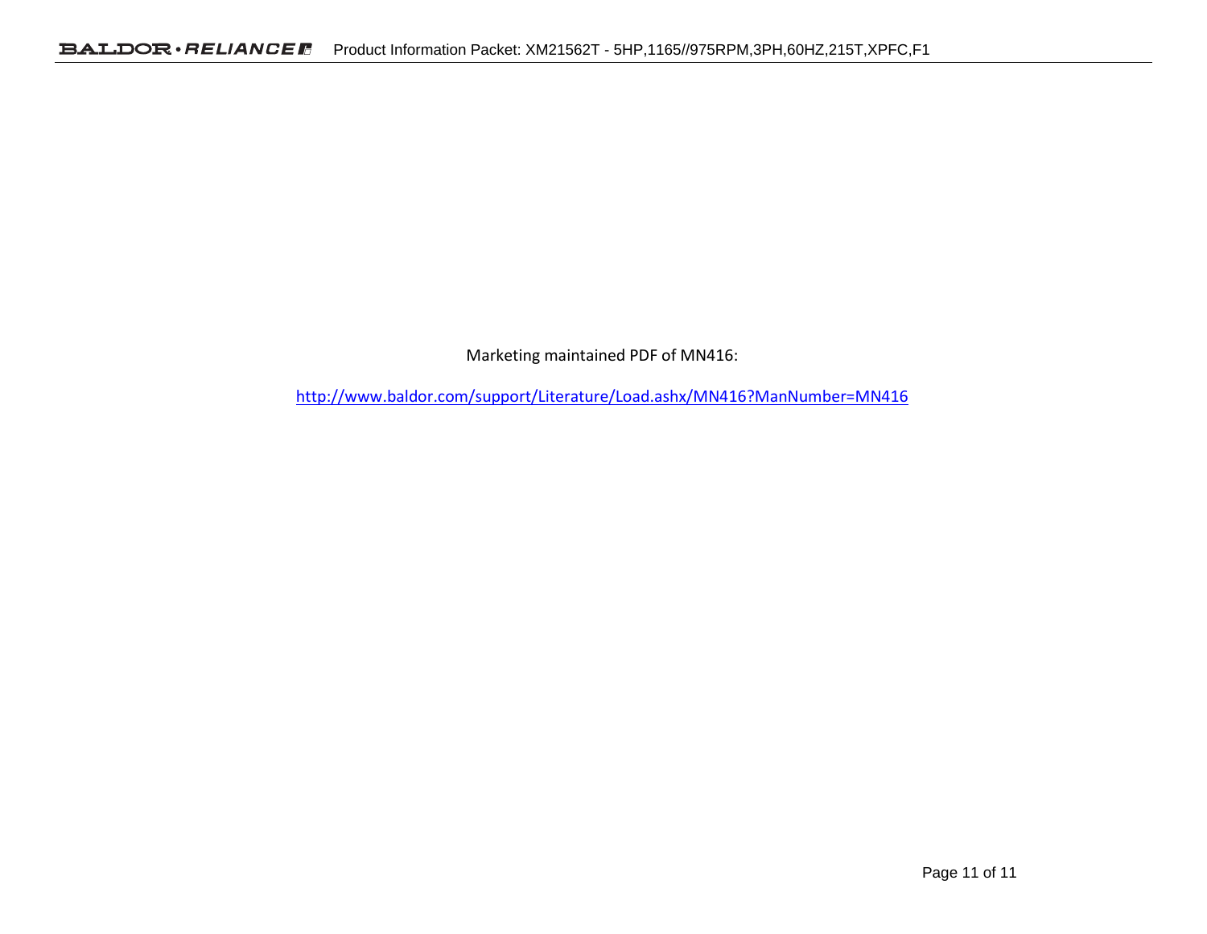Marketing maintained PDF of MN416:

http://www.baldor.com/support/Literature/Load.ashx/MN416?ManNumber=MN416